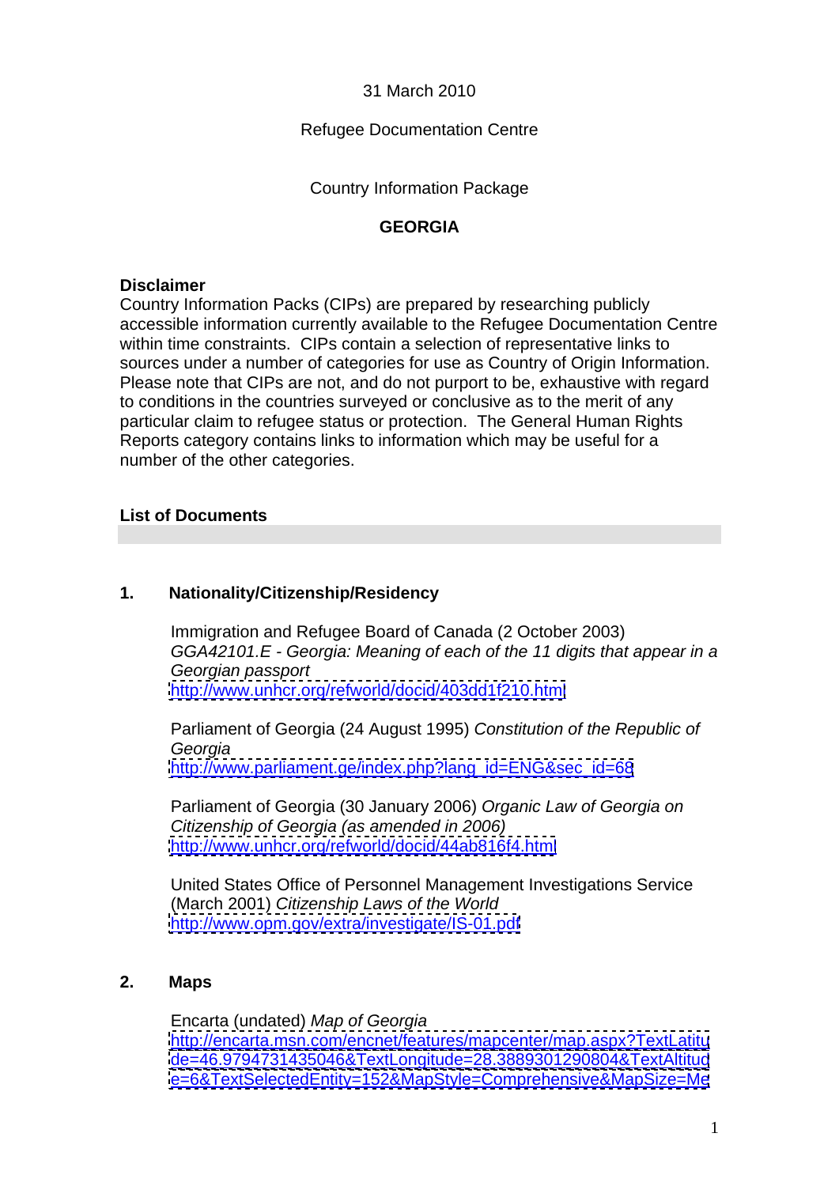31 March 2010

Refugee Documentation Centre

Country Information Package

**GEORGIA**

**Disclaimer**

Country Information Packs (CIPs) are prepared by researching publicly accessible information currently available to the Refugee Documentation Centre within time constraints. CIPs contain a selection of representative links to sources under a number of categories for use as Country of Origin Information. Please note that CIPs are not, and do not purport to be, exhaustive with regard to conditions in the countries surveyed or conclusive as to the merit of any particular claim to refugee status or protection. The General Human Rights Reports category contains links to information which may be useful for a number of the other categories.

**List of Documents**

## 1. Nationality/Citizenship/Residency

Immigration and Refugee Board of Canada (2 October 2003) *GGA42101.E - Georgia: Meaning of each of the 11 digits that appear in a Georgian passport*
http://www.unhcr.org/refworld/docid/403dd1f210.html

Parliament of Georgia (24 August 1995) *Constitution of the Republic of Georgia*
http://www.parliament.ge/index.php?lang_id=ENG&sec_id=68

Parliament of Georgia (30 January 2006) *Organic Law of Georgia on Citizenship of Georgia (as amended in 2006)*
http://www.unhcr.org/refworld/docid/44ab816f4.html

United States Office of Personnel Management Investigations Service (March 2001) *Citizenship Laws of the World*
http://www.opm.gov/extra/investigate/IS-01.pdf

## 2. Maps

Encarta (undated) *Map of Georgia*
http://encarta.msn.com/encnet/features/mapcenter/map.aspx?TextLatitude=46.9794731435046&TextLongitude=28.3889301290804&TextAltitude=6&TextSelectedEntity=152&MapStyle=Comprehensive&MapSize=Me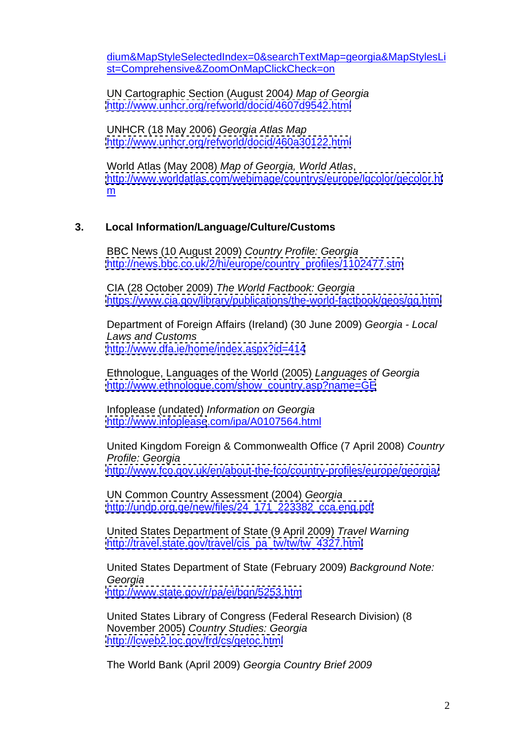dium&MapStyleSelectedIndex=0&searchTextMap=georgia&MapStylesList=Comprehensive&ZoomOnMapClickCheck=on

UN Cartographic Section (August 2004) *Map of Georgia*
http://www.unhcr.org/refworld/docid/4607d9542.html

UNHCR (18 May 2006) *Georgia Atlas Map*
http://www.unhcr.org/refworld/docid/460a30122.html

World Atlas (May 2008) *Map of Georgia, World Atlas*,
http://www.worldatlas.com/webimage/countrys/europe/lgcolor/gecolor.htm

## 3. Local Information/Language/Culture/Customs

BBC News (10 August 2009) *Country Profile: Georgia*
http://news.bbc.co.uk/2/hi/europe/country_profiles/1102477.stm

CIA (28 October 2009) *The World Factbook: Georgia*
https://www.cia.gov/library/publications/the-world-factbook/geos/gg.html

Department of Foreign Affairs (Ireland) (30 June 2009) *Georgia - Local Laws and Customs*
http://www.dfa.ie/home/index.aspx?id=414

Ethnologue, Languages of the World (2005) *Languages of Georgia*
http://www.ethnologue.com/show_country.asp?name=GE

Infoplease (undated) *Information on Georgia*
http://www.infoplease.com/ipa/A0107564.html

United Kingdom Foreign & Commonwealth Office (7 April 2008) *Country Profile: Georgia*
http://www.fco.gov.uk/en/about-the-fco/country-profiles/europe/georgia/

UN Common Country Assessment (2004) *Georgia*
http://undp.org.ge/new/files/24_171_223382_cca.eng.pdf

United States Department of State (9 April 2009) *Travel Warning*
http://travel.state.gov/travel/cis_pa_tw/tw/tw_4327.html

United States Department of State (February 2009) *Background Note: Georgia*
http://www.state.gov/r/pa/ei/bgn/5253.htm

United States Library of Congress (Federal Research Division) (8 November 2005) *Country Studies: Georgia*
http://lcweb2.loc.gov/frd/cs/getoc.html

The World Bank (April 2009) *Georgia Country Brief 2009*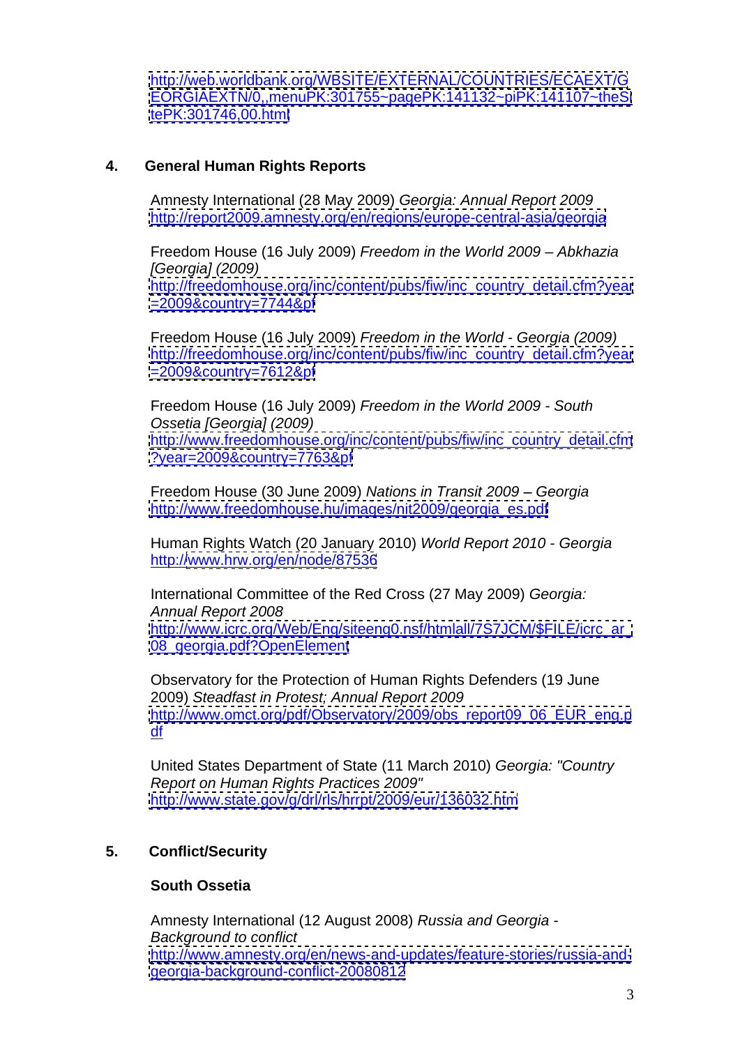http://web.worldbank.org/WBSITE/EXTERNAL/COUNTRIES/ECAEXT/GEORGIAEXTN/0,,menuPK:301755~pagePK:141132~piPK:141107~theSitePK:301746,00.html

## 4. General Human Rights Reports

Amnesty International (28 May 2009) *Georgia: Annual Report 2009*
http://report2009.amnesty.org/en/regions/europe-central-asia/georgia

Freedom House (16 July 2009) *Freedom in the World 2009 – Abkhazia [Georgia] (2009)*
http://freedomhouse.org/inc/content/pubs/fiw/inc_country_detail.cfm?year=2009&country=7744&pf

Freedom House (16 July 2009) *Freedom in the World - Georgia (2009)*
http://freedomhouse.org/inc/content/pubs/fiw/inc_country_detail.cfm?year=2009&country=7612&pf

Freedom House (16 July 2009) *Freedom in the World 2009 - South Ossetia [Georgia] (2009)*
http://www.freedomhouse.org/inc/content/pubs/fiw/inc_country_detail.cfm?year=2009&country=7763&pf

Freedom House (30 June 2009) *Nations in Transit 2009 – Georgia*
http://www.freedomhouse.hu/images/nit2009/georgia_es.pdf

Human Rights Watch (20 January 2010) *World Report 2010 - Georgia*
http://www.hrw.org/en/node/87536

International Committee of the Red Cross (27 May 2009) *Georgia: Annual Report 2008*
http://www.icrc.org/Web/Eng/siteeng0.nsf/htmlall/7S7JCM/$FILE/icrc_ar_08_georgia.pdf?OpenElement

Observatory for the Protection of Human Rights Defenders (19 June 2009) *Steadfast in Protest; Annual Report 2009*
http://www.omct.org/pdf/Observatory/2009/obs_report09_06_EUR_eng.pdf

United States Department of State (11 March 2010) *Georgia: "Country Report on Human Rights Practices 2009"*
http://www.state.gov/g/drl/rls/hrrpt/2009/eur/136032.htm

## 5. Conflict/Security

### South Ossetia

Amnesty International (12 August 2008) *Russia and Georgia - Background to conflict*
http://www.amnesty.org/en/news-and-updates/feature-stories/russia-and-georgia-background-conflict-20080812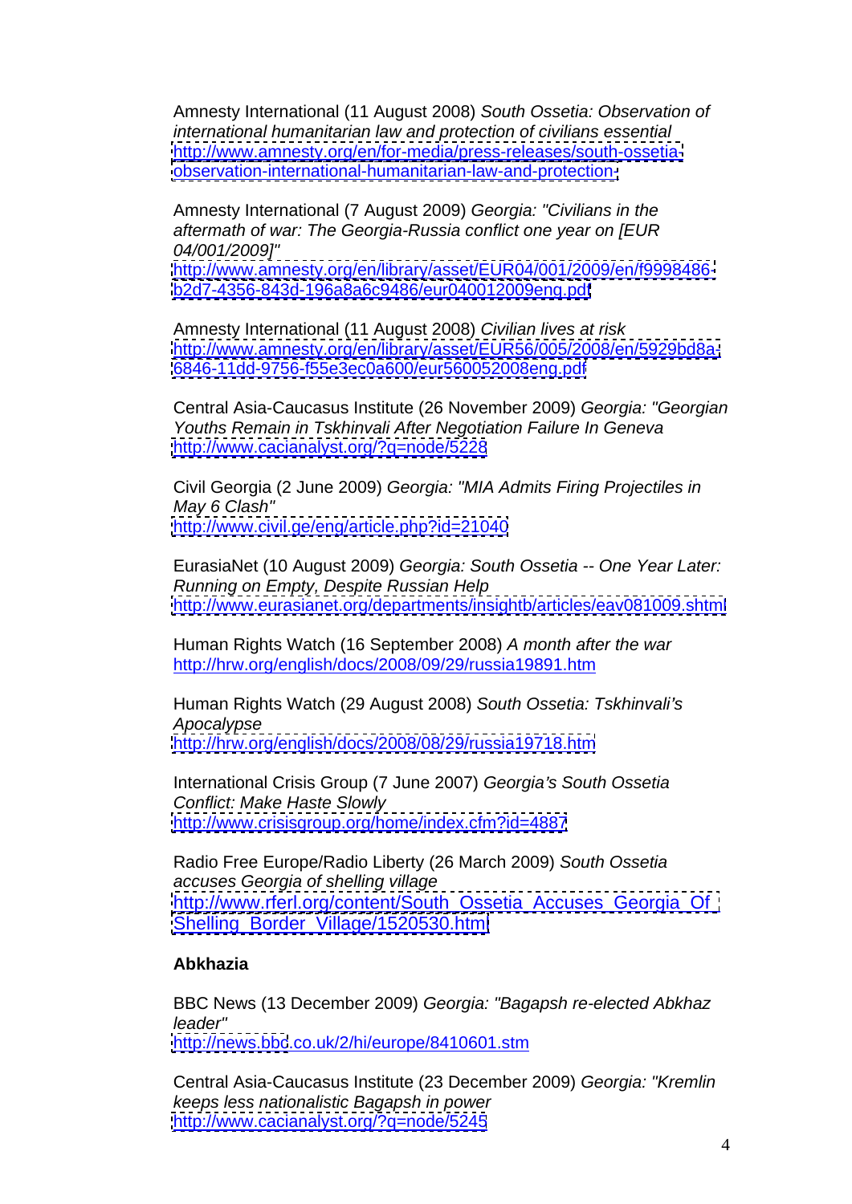Amnesty International (11 August 2008) *South Ossetia: Observation of international humanitarian law and protection of civilians essential*
http://www.amnesty.org/en/for-media/press-releases/south-ossetia-observation-international-humanitarian-law-and-protection-

Amnesty International (7 August 2009) *Georgia: "Civilians in the aftermath of war: The Georgia-Russia conflict one year on [EUR 04/001/2009]"*
http://www.amnesty.org/en/library/asset/EUR04/001/2009/en/f9998486-b2d7-4356-843d-196a8a6c9486/eur040012009eng.pdf

Amnesty International (11 August 2008) *Civilian lives at risk*
http://www.amnesty.org/en/library/asset/EUR56/005/2008/en/5929bd8a-6846-11dd-9756-f55e3ec0a600/eur560052008eng.pdf

Central Asia-Caucasus Institute (26 November 2009) *Georgia: "Georgian Youths Remain in Tskhinvali After Negotiation Failure In Geneva*
http://www.cacianalyst.org/?q=node/5228

Civil Georgia (2 June 2009) *Georgia: "MIA Admits Firing Projectiles in May 6 Clash"*
http://www.civil.ge/eng/article.php?id=21040

EurasiaNet (10 August 2009) *Georgia: South Ossetia -- One Year Later: Running on Empty, Despite Russian Help*
http://www.eurasianet.org/departments/insightb/articles/eav081009.shtml

Human Rights Watch (16 September 2008) *A month after the war*
http://hrw.org/english/docs/2008/09/29/russia19891.htm

Human Rights Watch (29 August 2008) *South Ossetia: Tskhinvali's Apocalypse*
http://hrw.org/english/docs/2008/08/29/russia19718.htm

International Crisis Group (7 June 2007) *Georgia's South Ossetia Conflict: Make Haste Slowly*
http://www.crisisgroup.org/home/index.cfm?id=4887

Radio Free Europe/Radio Liberty (26 March 2009) *South Ossetia accuses Georgia of shelling village*
http://www.rferl.org/content/South_Ossetia_Accuses_Georgia_Of_Shelling_Border_Village/1520530.html

**Abkhazia**

BBC News (13 December 2009) *Georgia: "Bagapsh re-elected Abkhaz leader"*
http://news.bbc.co.uk/2/hi/europe/8410601.stm

Central Asia-Caucasus Institute (23 December 2009) *Georgia: "Kremlin keeps less nationalistic Bagapsh in power*
http://www.cacianalyst.org/?q=node/5245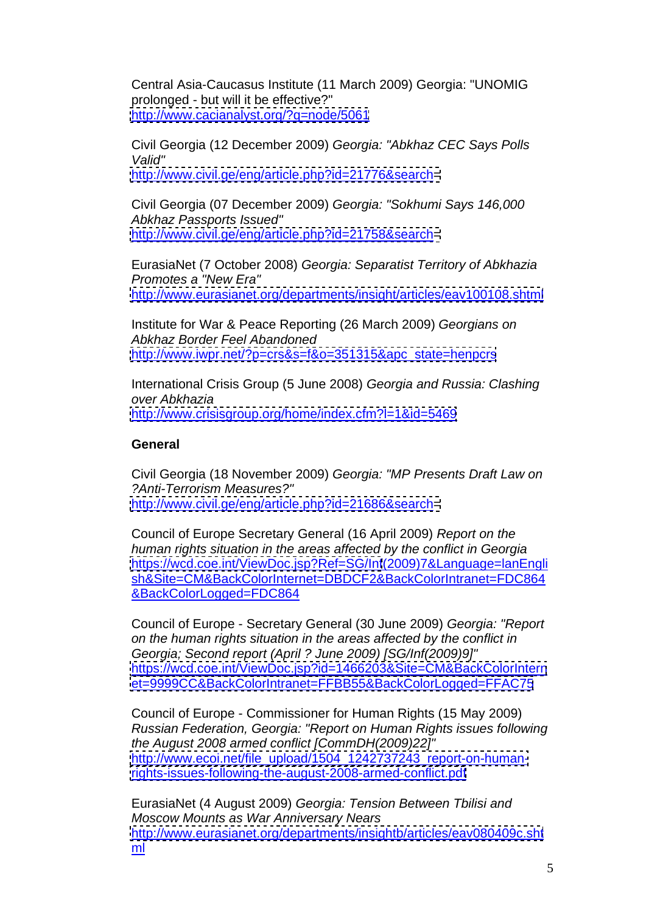Central Asia-Caucasus Institute (11 March 2009) Georgia: "UNOMIG prolonged - but will it be effective?"
http://www.cacianalyst.org/?q=node/5061

Civil Georgia (12 December 2009) *Georgia: "Abkhaz CEC Says Polls Valid"*
http://www.civil.ge/eng/article.php?id=21776&search=

Civil Georgia (07 December 2009) *Georgia: "Sokhumi Says 146,000 Abkhaz Passports Issued"*
http://www.civil.ge/eng/article.php?id=21758&search=

EurasiaNet (7 October 2008) *Georgia: Separatist Territory of Abkhazia Promotes a "New Era"*
http://www.eurasianet.org/departments/insight/articles/eav100108.shtml

Institute for War & Peace Reporting (26 March 2009) *Georgians on Abkhaz Border Feel Abandoned*
http://www.iwpr.net/?p=crs&s=f&o=351315&apc_state=henpcrs

International Crisis Group (5 June 2008) *Georgia and Russia: Clashing over Abkhazia*
http://www.crisisgroup.org/home/index.cfm?l=1&id=5469

**General**

Civil Georgia (18 November 2009) *Georgia: "MP Presents Draft Law on ?Anti-Terrorism Measures?"*
http://www.civil.ge/eng/article.php?id=21686&search=

Council of Europe Secretary General (16 April 2009) *Report on the human rights situation in the areas affected by the conflict in Georgia*
https://wcd.coe.int/ViewDoc.jsp?Ref=SG/Inf(2009)7&Language=lanEnglish&Site=CM&BackColorInternet=DBDCF2&BackColorIntranet=FDC864&BackColorLogged=FDC864

Council of Europe - Secretary General (30 June 2009) *Georgia: "Report on the human rights situation in the areas affected by the conflict in Georgia; Second report (April ? June 2009) [SG/Inf(2009)9]"*
https://wcd.coe.int/ViewDoc.jsp?id=1466203&Site=CM&BackColorInternet=9999CC&BackColorIntranet=FFBB55&BackColorLogged=FFAC75

Council of Europe - Commissioner for Human Rights (15 May 2009) *Russian Federation, Georgia: "Report on Human Rights issues following the August 2008 armed conflict [CommDH(2009)22]"*
http://www.ecoi.net/file_upload/1504_1242737243_report-on-human-rights-issues-following-the-august-2008-armed-conflict.pdf

EurasiaNet (4 August 2009) *Georgia: Tension Between Tbilisi and Moscow Mounts as War Anniversary Nears*
http://www.eurasianet.org/departments/insightb/articles/eav080409c.shtml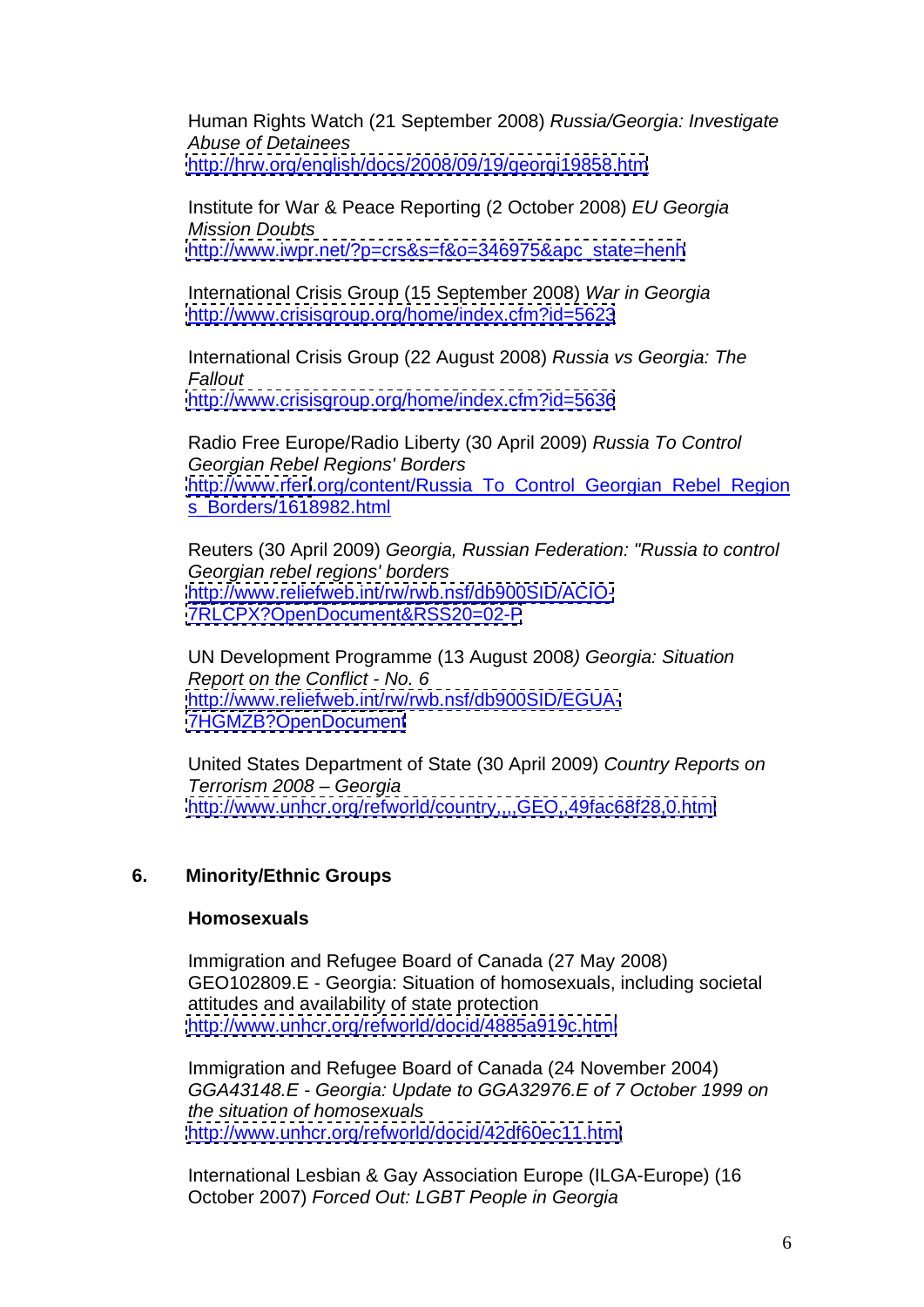Human Rights Watch (21 September 2008) *Russia/Georgia: Investigate Abuse of Detainees*
http://hrw.org/english/docs/2008/09/19/georgi19858.htm

Institute for War & Peace Reporting (2 October 2008) *EU Georgia Mission Doubts*
http://www.iwpr.net/?p=crs&s=f&o=346975&apc_state=henh

International Crisis Group (15 September 2008) *War in Georgia*
http://www.crisisgroup.org/home/index.cfm?id=5623

International Crisis Group (22 August 2008) *Russia vs Georgia: The Fallout*
http://www.crisisgroup.org/home/index.cfm?id=5636

Radio Free Europe/Radio Liberty (30 April 2009) *Russia To Control Georgian Rebel Regions' Borders*
http://www.rferl.org/content/Russia_To_Control_Georgian_Rebel_Regions_Borders/1618982.html

Reuters (30 April 2009) *Georgia, Russian Federation: "Russia to control Georgian rebel regions' borders*
http://www.reliefweb.int/rw/rwb.nsf/db900SID/ACIO-7RLCPX?OpenDocument&RSS20=02-P

UN Development Programme (13 August 2008) *Georgia: Situation Report on the Conflict - No. 6*
http://www.reliefweb.int/rw/rwb.nsf/db900SID/EGUA-7HGMZB?OpenDocument

United States Department of State (30 April 2009) *Country Reports on Terrorism 2008 – Georgia*
http://www.unhcr.org/refworld/country,,,,GEO,,49fac68f28,0.html

## 6. Minority/Ethnic Groups

### Homosexuals

Immigration and Refugee Board of Canada (27 May 2008) GEO102809.E - Georgia: Situation of homosexuals, including societal attitudes and availability of state protection
http://www.unhcr.org/refworld/docid/4885a919c.html

Immigration and Refugee Board of Canada (24 November 2004) *GGA43148.E - Georgia: Update to GGA32976.E of 7 October 1999 on the situation of homosexuals*
http://www.unhcr.org/refworld/docid/42df60ec11.html

International Lesbian & Gay Association Europe (ILGA-Europe) (16 October 2007) *Forced Out: LGBT People in Georgia*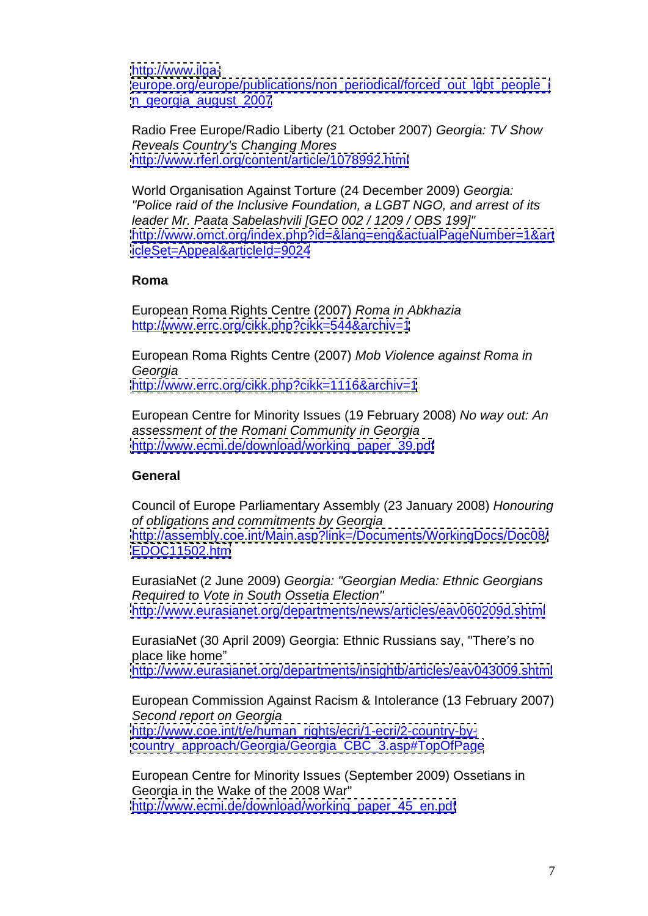http://www.ilga-europe.org/europe/publications/non_periodical/forced_out_lgbt_people_in_georgia_august_2007

Radio Free Europe/Radio Liberty (21 October 2007) *Georgia: TV Show Reveals Country's Changing Mores*
http://www.rferl.org/content/article/1078992.html

World Organisation Against Torture (24 December 2009) *Georgia: "Police raid of the Inclusive Foundation, a LGBT NGO, and arrest of its leader Mr. Paata Sabelashvili [GEO 002 / 1209 / OBS 199]"*
http://www.omct.org/index.php?id=&lang=eng&actualPageNumber=1&articleSet=Appeal&articleId=9024

**Roma**

European Roma Rights Centre (2007) *Roma in Abkhazia*
http://www.errc.org/cikk.php?cikk=544&archiv=1

European Roma Rights Centre (2007) *Mob Violence against Roma in Georgia*
http://www.errc.org/cikk.php?cikk=1116&archiv=1

European Centre for Minority Issues (19 February 2008) *No way out: An assessment of the Romani Community in Georgia*
http://www.ecmi.de/download/working_paper_39.pdf

**General**

Council of Europe Parliamentary Assembly (23 January 2008) *Honouring of obligations and commitments by Georgia*
http://assembly.coe.int/Main.asp?link=/Documents/WorkingDocs/Doc08/EDOC11502.htm

EurasiaNet (2 June 2009) *Georgia: "Georgian Media: Ethnic Georgians Required to Vote in South Ossetia Election"*
http://www.eurasianet.org/departments/news/articles/eav060209d.shtml

EurasiaNet (30 April 2009) Georgia: Ethnic Russians say, "There's no place like home"
http://www.eurasianet.org/departments/insightb/articles/eav043009.shtml

European Commission Against Racism & Intolerance (13 February 2007) *Second report on Georgia*
http://www.coe.int/t/e/human_rights/ecri/1-ecri/2-country-by-country_approach/Georgia/Georgia_CBC_3.asp#TopOfPage

European Centre for Minority Issues (September 2009) Ossetians in Georgia in the Wake of the 2008 War"
http://www.ecmi.de/download/working_paper_45_en.pdf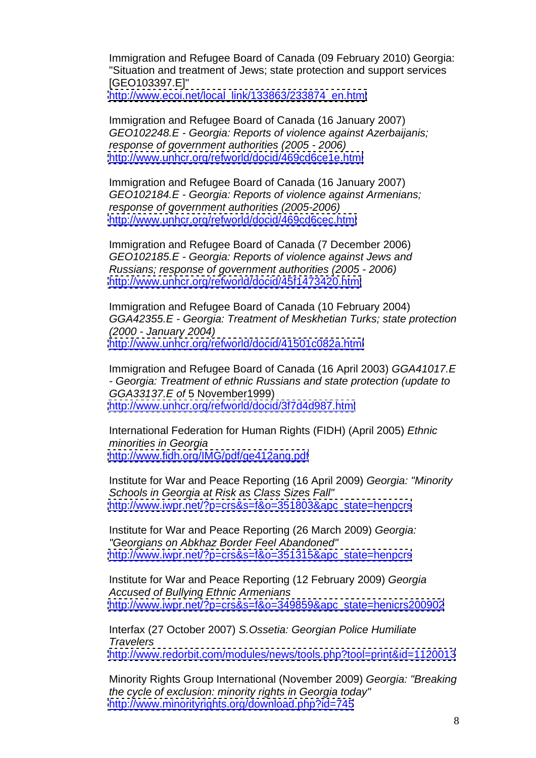Immigration and Refugee Board of Canada (09 February 2010) Georgia: "Situation and treatment of Jews; state protection and support services [GEO103397.E]"
http://www.ecoi.net/local_link/133863/233874_en.html

Immigration and Refugee Board of Canada (16 January 2007) *GEO102248.E - Georgia: Reports of violence against Azerbaijanis; response of government authorities (2005 - 2006)*
http://www.unhcr.org/refworld/docid/469cd6ce1e.html

Immigration and Refugee Board of Canada (16 January 2007) *GEO102184.E - Georgia: Reports of violence against Armenians; response of government authorities (2005-2006)*
http://www.unhcr.org/refworld/docid/469cd6cec.html

Immigration and Refugee Board of Canada (7 December 2006) *GEO102185.E - Georgia: Reports of violence against Jews and Russians; response of government authorities (2005 - 2006)*
http://www.unhcr.org/refworld/docid/45f1473420.html

Immigration and Refugee Board of Canada (10 February 2004) *GGA42355.E - Georgia: Treatment of Meskhetian Turks; state protection (2000 - January 2004)*
http://www.unhcr.org/refworld/docid/41501c082a.html

Immigration and Refugee Board of Canada (16 April 2003) *GGA41017.E - Georgia: Treatment of ethnic Russians and state protection (update to GGA33137.E of* 5 November1999)
http://www.unhcr.org/refworld/docid/3f7d4d987.html

International Federation for Human Rights (FIDH) (April 2005) *Ethnic minorities in Georgia*
http://www.fidh.org/IMG/pdf/ge412ang.pdf

Institute for War and Peace Reporting (16 April 2009) *Georgia: "Minority Schools in Georgia at Risk as Class Sizes Fall"*
http://www.iwpr.net/?p=crs&s=f&o=351803&apc_state=henpcrs

Institute for War and Peace Reporting (26 March 2009) *Georgia: "Georgians on Abkhaz Border Feel Abandoned"*
http://www.iwpr.net/?p=crs&s=f&o=351315&apc_state=henpcrs

Institute for War and Peace Reporting (12 February 2009) *Georgia Accused of Bullying Ethnic Armenians*
http://www.iwpr.net/?p=crs&s=f&o=349859&apc_state=henicrs200902

Interfax (27 October 2007) *S.Ossetia: Georgian Police Humiliate Travelers*
http://www.redorbit.com/modules/news/tools.php?tool=print&id=1120013

Minority Rights Group International (November 2009) *Georgia: "Breaking the cycle of exclusion: minority rights in Georgia today"*
http://www.minorityrights.org/download.php?id=745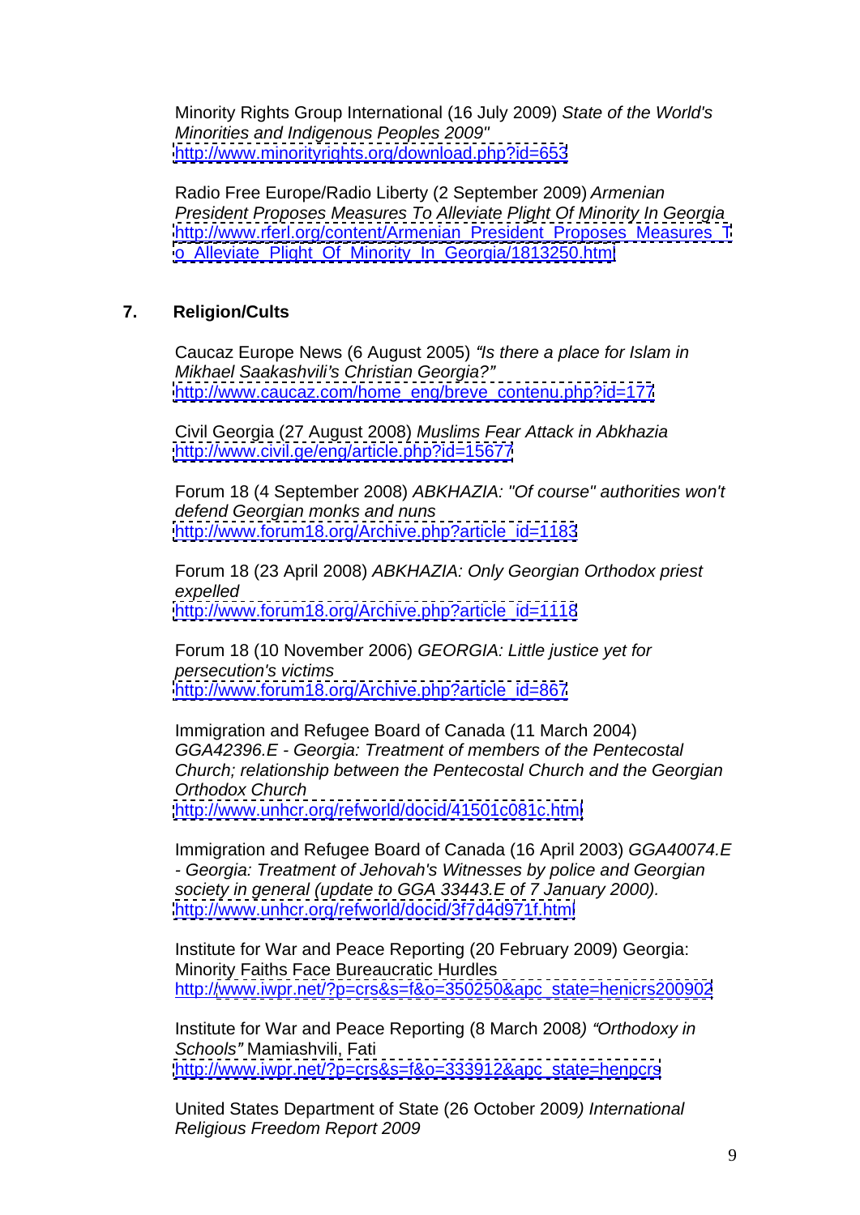Minority Rights Group International (16 July 2009) *State of the World's Minorities and Indigenous Peoples 2009"*
http://www.minorityrights.org/download.php?id=653

Radio Free Europe/Radio Liberty (2 September 2009) *Armenian President Proposes Measures To Alleviate Plight Of Minority In Georgia*
http://www.rferl.org/content/Armenian_President_Proposes_Measures_To_Alleviate_Plight_Of_Minority_In_Georgia/1813250.html

## 7. Religion/Cults

Caucaz Europe News (6 August 2005) *"Is there a place for Islam in Mikhael Saakashvili's Christian Georgia?"*
http://www.caucaz.com/home_eng/breve_contenu.php?id=177

Civil Georgia (27 August 2008) *Muslims Fear Attack in Abkhazia*
http://www.civil.ge/eng/article.php?id=15677

Forum 18 (4 September 2008) *ABKHAZIA: "Of course" authorities won't defend Georgian monks and nuns*
http://www.forum18.org/Archive.php?article_id=1183

Forum 18 (23 April 2008) *ABKHAZIA: Only Georgian Orthodox priest expelled*
http://www.forum18.org/Archive.php?article_id=1118

Forum 18 (10 November 2006) *GEORGIA: Little justice yet for persecution's victims*
http://www.forum18.org/Archive.php?article_id=867

Immigration and Refugee Board of Canada (11 March 2004) *GGA42396.E - Georgia: Treatment of members of the Pentecostal Church; relationship between the Pentecostal Church and the Georgian Orthodox Church*
http://www.unhcr.org/refworld/docid/41501c081c.html

Immigration and Refugee Board of Canada (16 April 2003) *GGA40074.E - Georgia: Treatment of Jehovah's Witnesses by police and Georgian society in general (update to GGA 33443.E of 7 January 2000).*
http://www.unhcr.org/refworld/docid/3f7d4d971f.html

Institute for War and Peace Reporting (20 February 2009) Georgia: Minority Faiths Face Bureaucratic Hurdles
http://www.iwpr.net/?p=crs&s=f&o=350250&apc_state=henicrs200902

Institute for War and Peace Reporting (8 March 2008) *"Orthodoxy in Schools"* Mamiashvili, Fati
http://www.iwpr.net/?p=crs&s=f&o=333912&apc_state=henpcrs

United States Department of State (26 October 2009) *International Religious Freedom Report 2009*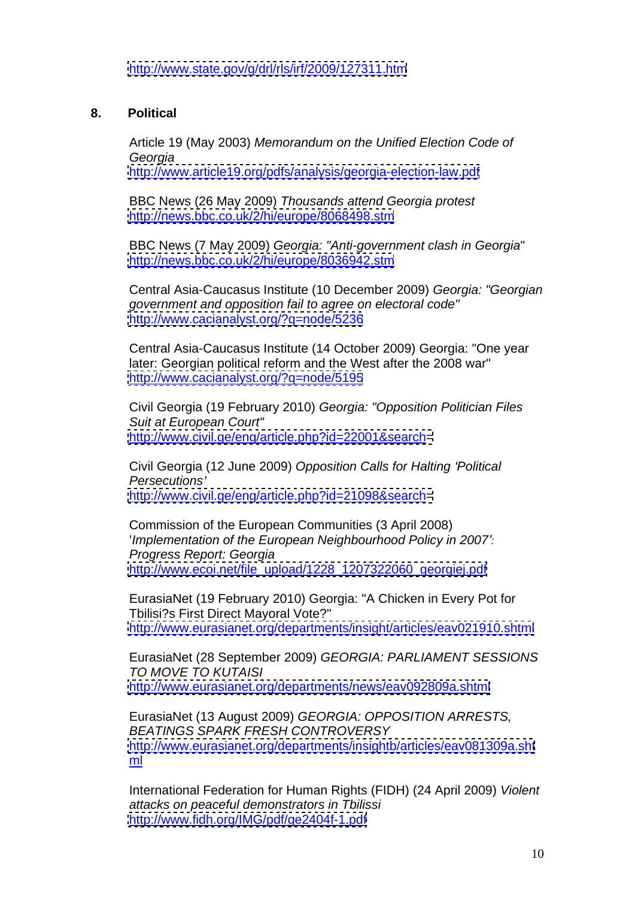http://www.state.gov/g/drl/rls/irf/2009/127311.htm

## 8. Political

Article 19 (May 2003) *Memorandum on the Unified Election Code of Georgia*
http://www.article19.org/pdfs/analysis/georgia-election-law.pdf

BBC News (26 May 2009) *Thousands attend Georgia protest*
http://news.bbc.co.uk/2/hi/europe/8068498.stm

BBC News (7 May 2009) *Georgia: "Anti-government clash in Georgia*"
http://news.bbc.co.uk/2/hi/europe/8036942.stm

Central Asia-Caucasus Institute (10 December 2009) *Georgia: "Georgian government and opposition fail to agree on electoral code"*
http://www.cacianalyst.org/?q=node/5236

Central Asia-Caucasus Institute (14 October 2009) Georgia: "One year later: Georgian political reform and the West after the 2008 war"
http://www.cacianalyst.org/?q=node/5195

Civil Georgia (19 February 2010) *Georgia: "Opposition Politician Files Suit at European Court"*
http://www.civil.ge/eng/article.php?id=22001&search=

Civil Georgia (12 June 2009) *Opposition Calls for Halting 'Political Persecutions'*
http://www.civil.ge/eng/article.php?id=21098&search=

Commission of the European Communities (3 April 2008) '*Implementation of the European Neighbourhood Policy in 2007': Progress Report: Georgia*
http://www.ecoi.net/file_upload/1228_1207322060_georgiej.pdf

EurasiaNet (19 February 2010) Georgia: "A Chicken in Every Pot for Tbilisi?s First Direct Mayoral Vote?"
http://www.eurasianet.org/departments/insight/articles/eav021910.shtml

EurasiaNet (28 September 2009) *GEORGIA: PARLIAMENT SESSIONS TO MOVE TO KUTAISI*
http://www.eurasianet.org/departments/news/eav092809a.shtml

EurasiaNet (13 August 2009) *GEORGIA: OPPOSITION ARRESTS, BEATINGS SPARK FRESH CONTROVERSY*
http://www.eurasianet.org/departments/insightb/articles/eav081309a.shtml

International Federation for Human Rights (FIDH) (24 April 2009) *Violent attacks on peaceful demonstrators in Tbilissi*
http://www.fidh.org/IMG/pdf/ge2404f-1.pdf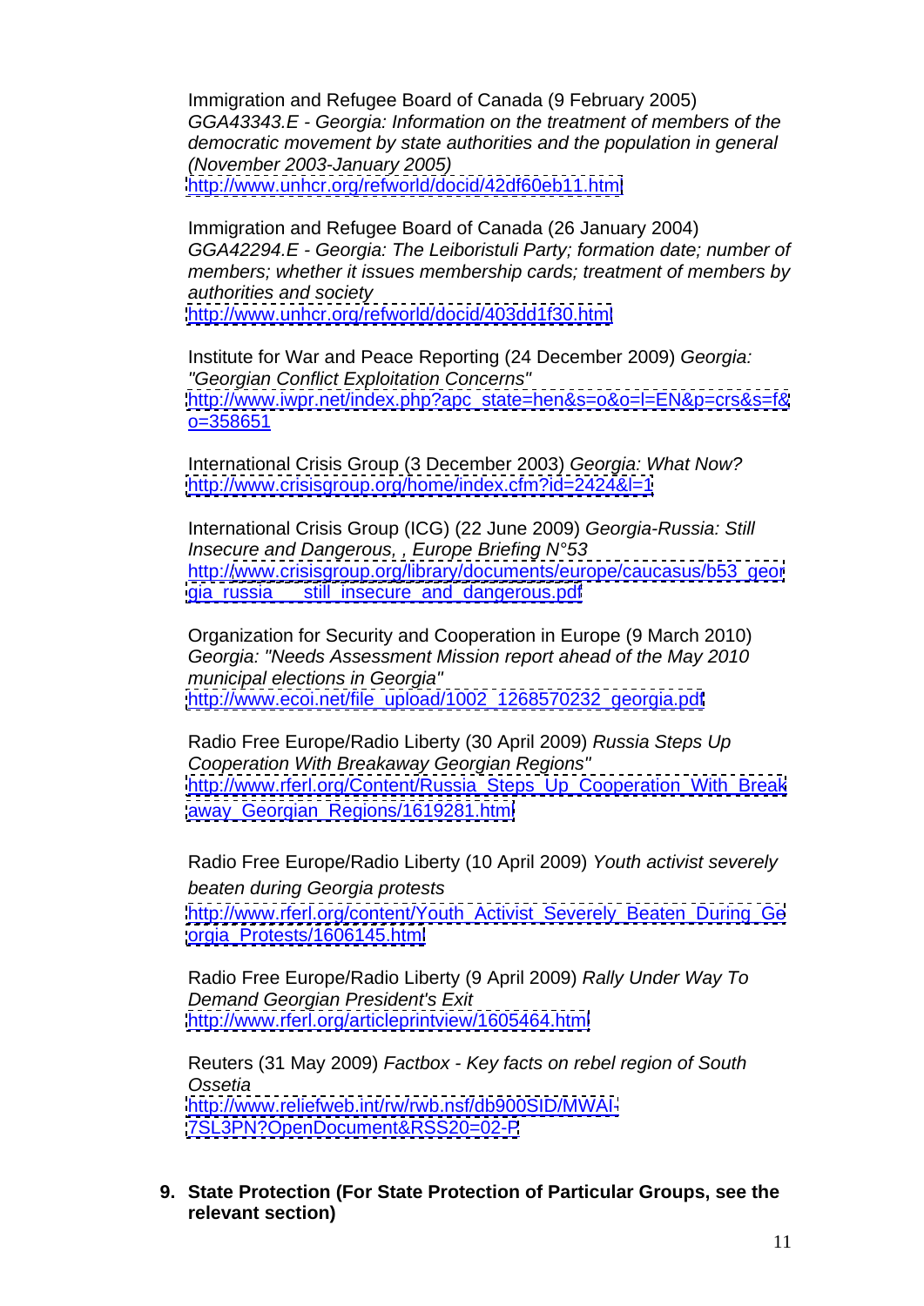Immigration and Refugee Board of Canada (9 February 2005) *GGA43343.E - Georgia: Information on the treatment of members of the democratic movement by state authorities and the population in general (November 2003-January 2005)*
http://www.unhcr.org/refworld/docid/42df60eb11.html

Immigration and Refugee Board of Canada (26 January 2004) *GGA42294.E - Georgia: The Leiboristuli Party; formation date; number of members; whether it issues membership cards; treatment of members by authorities and society*
http://www.unhcr.org/refworld/docid/403dd1f30.html

Institute for War and Peace Reporting (24 December 2009) *Georgia: "Georgian Conflict Exploitation Concerns"*
http://www.iwpr.net/index.php?apc_state=hen&s=o&o=l=EN&p=crs&s=f&o=358651

International Crisis Group (3 December 2003) *Georgia: What Now?*
http://www.crisisgroup.org/home/index.cfm?id=2424&l=1

International Crisis Group (ICG) (22 June 2009) *Georgia-Russia: Still Insecure and Dangerous, , Europe Briefing N°53*
http://www.crisisgroup.org/library/documents/europe/caucasus/b53_georgia_russia___still_insecure_and_dangerous.pdf

Organization for Security and Cooperation in Europe (9 March 2010) *Georgia: "Needs Assessment Mission report ahead of the May 2010 municipal elections in Georgia"*
http://www.ecoi.net/file_upload/1002_1268570232_georgia.pdf

Radio Free Europe/Radio Liberty (30 April 2009) *Russia Steps Up Cooperation With Breakaway Georgian Regions"*
http://www.rferl.org/Content/Russia_Steps_Up_Cooperation_With_Breakaway_Georgian_Regions/1619281.html

Radio Free Europe/Radio Liberty (10 April 2009) *Youth activist severely beaten during Georgia protests*
http://www.rferl.org/content/Youth_Activist_Severely_Beaten_During_Georgia_Protests/1606145.html

Radio Free Europe/Radio Liberty (9 April 2009) *Rally Under Way To Demand Georgian President's Exit*
http://www.rferl.org/articleprintview/1605464.html

Reuters (31 May 2009) *Factbox - Key facts on rebel region of South Ossetia*
http://www.reliefweb.int/rw/rwb.nsf/db900SID/MWAI-7SL3PN?OpenDocument&RSS20=02-P

## 9. State Protection (For State Protection of Particular Groups, see the relevant section)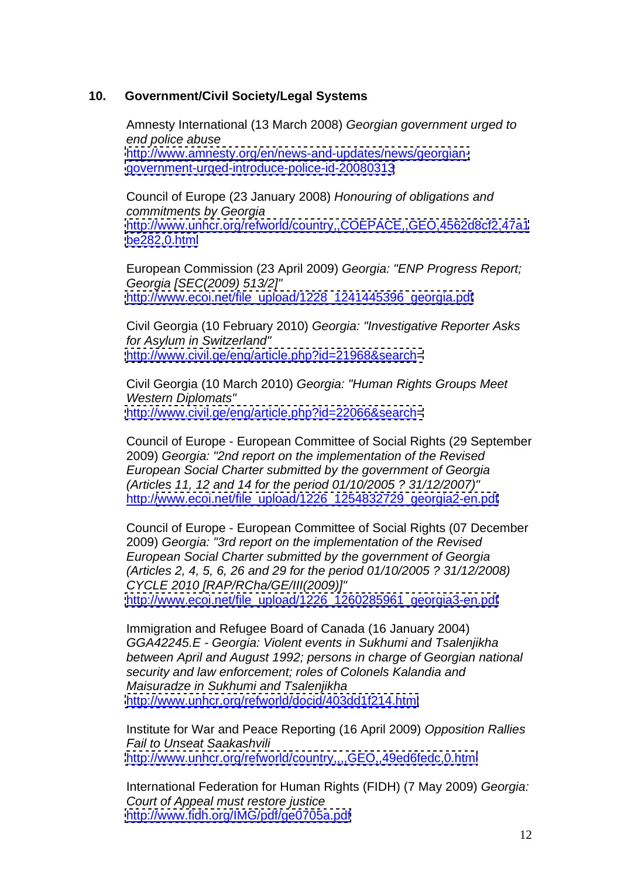## 10. Government/Civil Society/Legal Systems

Amnesty International (13 March 2008) *Georgian government urged to end police abuse*
http://www.amnesty.org/en/news-and-updates/news/georgian-government-urged-introduce-police-id-20080313

Council of Europe (23 January 2008) *Honouring of obligations and commitments by Georgia*
http://www.unhcr.org/refworld/country,,COEPACE,,GEO,4562d8cf2,47a1be282,0.html

European Commission (23 April 2009) *Georgia: "ENP Progress Report; Georgia [SEC(2009) 513/2]"*
http://www.ecoi.net/file_upload/1228_1241445396_georgia.pdf

Civil Georgia (10 February 2010) *Georgia: "Investigative Reporter Asks for Asylum in Switzerland"*
http://www.civil.ge/eng/article.php?id=21968&search=

Civil Georgia (10 March 2010) *Georgia: "Human Rights Groups Meet Western Diplomats"*
http://www.civil.ge/eng/article.php?id=22066&search=

Council of Europe - European Committee of Social Rights (29 September 2009) *Georgia: "2nd report on the implementation of the Revised European Social Charter submitted by the government of Georgia (Articles 11, 12 and 14 for the period 01/10/2005 ? 31/12/2007)"*
http://www.ecoi.net/file_upload/1226_1254832729_georgia2-en.pdf

Council of Europe - European Committee of Social Rights (07 December 2009) *Georgia: "3rd report on the implementation of the Revised European Social Charter submitted by the government of Georgia (Articles 2, 4, 5, 6, 26 and 29 for the period 01/10/2005 ? 31/12/2008) CYCLE 2010 [RAP/RCha/GE/III(2009)]"*
http://www.ecoi.net/file_upload/1226_1260285961_georgia3-en.pdf

Immigration and Refugee Board of Canada (16 January 2004) *GGA42245.E - Georgia: Violent events in Sukhumi and Tsalenjikha between April and August 1992; persons in charge of Georgian national security and law enforcement; roles of Colonels Kalandia and Maisuradze in Sukhumi and Tsalenjikha*
http://www.unhcr.org/refworld/docid/403dd1f214.html

Institute for War and Peace Reporting (16 April 2009) *Opposition Rallies Fail to Unseat Saakashvili*
http://www.unhcr.org/refworld/country,,,,GEO,,49ed6fedc,0.html

International Federation for Human Rights (FIDH) (7 May 2009) *Georgia: Court of Appeal must restore justice*
http://www.fidh.org/IMG/pdf/ge0705a.pdf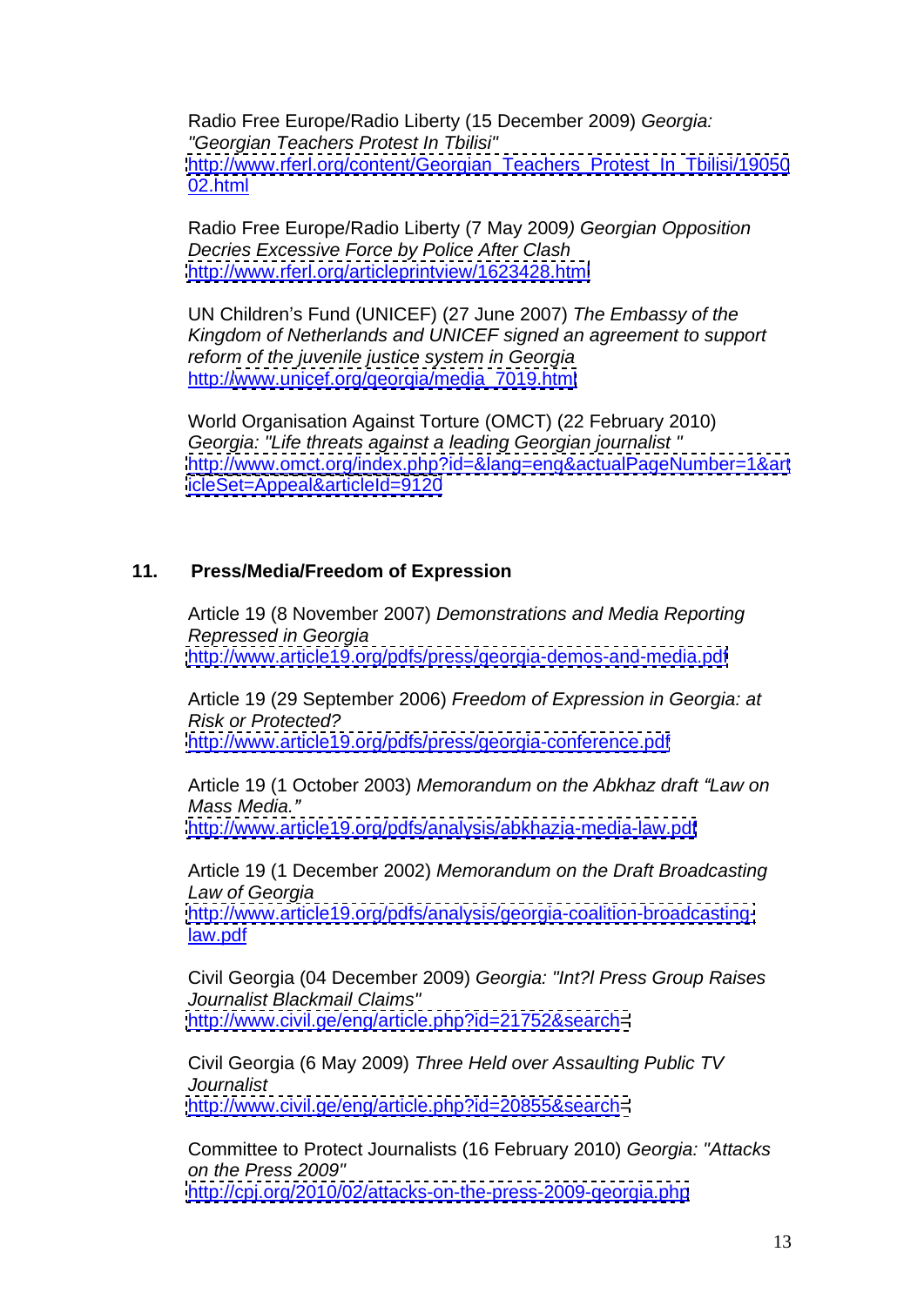Radio Free Europe/Radio Liberty (15 December 2009) *Georgia: "Georgian Teachers Protest In Tbilisi"*
http://www.rferl.org/content/Georgian_Teachers_Protest_In_Tbilisi/1905002.html

Radio Free Europe/Radio Liberty (7 May 2009) *Georgian Opposition Decries Excessive Force by Police After Clash*
http://www.rferl.org/articleprintview/1623428.html

UN Children's Fund (UNICEF) (27 June 2007) *The Embassy of the Kingdom of Netherlands and UNICEF signed an agreement to support reform of the juvenile justice system in Georgia*
http://www.unicef.org/georgia/media_7019.html

World Organisation Against Torture (OMCT) (22 February 2010) *Georgia: "Life threats against a leading Georgian journalist "*
http://www.omct.org/index.php?id=&lang=eng&actualPageNumber=1&articleSet=Appeal&articleId=9120

## 11. Press/Media/Freedom of Expression

Article 19 (8 November 2007) *Demonstrations and Media Reporting Repressed in Georgia*
http://www.article19.org/pdfs/press/georgia-demos-and-media.pdf

Article 19 (29 September 2006) *Freedom of Expression in Georgia: at Risk or Protected?*
http://www.article19.org/pdfs/press/georgia-conference.pdf

Article 19 (1 October 2003) *Memorandum on the Abkhaz draft "Law on Mass Media."*
http://www.article19.org/pdfs/analysis/abkhazia-media-law.pdf

Article 19 (1 December 2002) *Memorandum on the Draft Broadcasting Law of Georgia*
http://www.article19.org/pdfs/analysis/georgia-coalition-broadcasting-law.pdf

Civil Georgia (04 December 2009) *Georgia: "Int?l Press Group Raises Journalist Blackmail Claims"*
http://www.civil.ge/eng/article.php?id=21752&search=

Civil Georgia (6 May 2009) *Three Held over Assaulting Public TV Journalist*
http://www.civil.ge/eng/article.php?id=20855&search=

Committee to Protect Journalists (16 February 2010) *Georgia: "Attacks on the Press 2009"*
http://cpj.org/2010/02/attacks-on-the-press-2009-georgia.php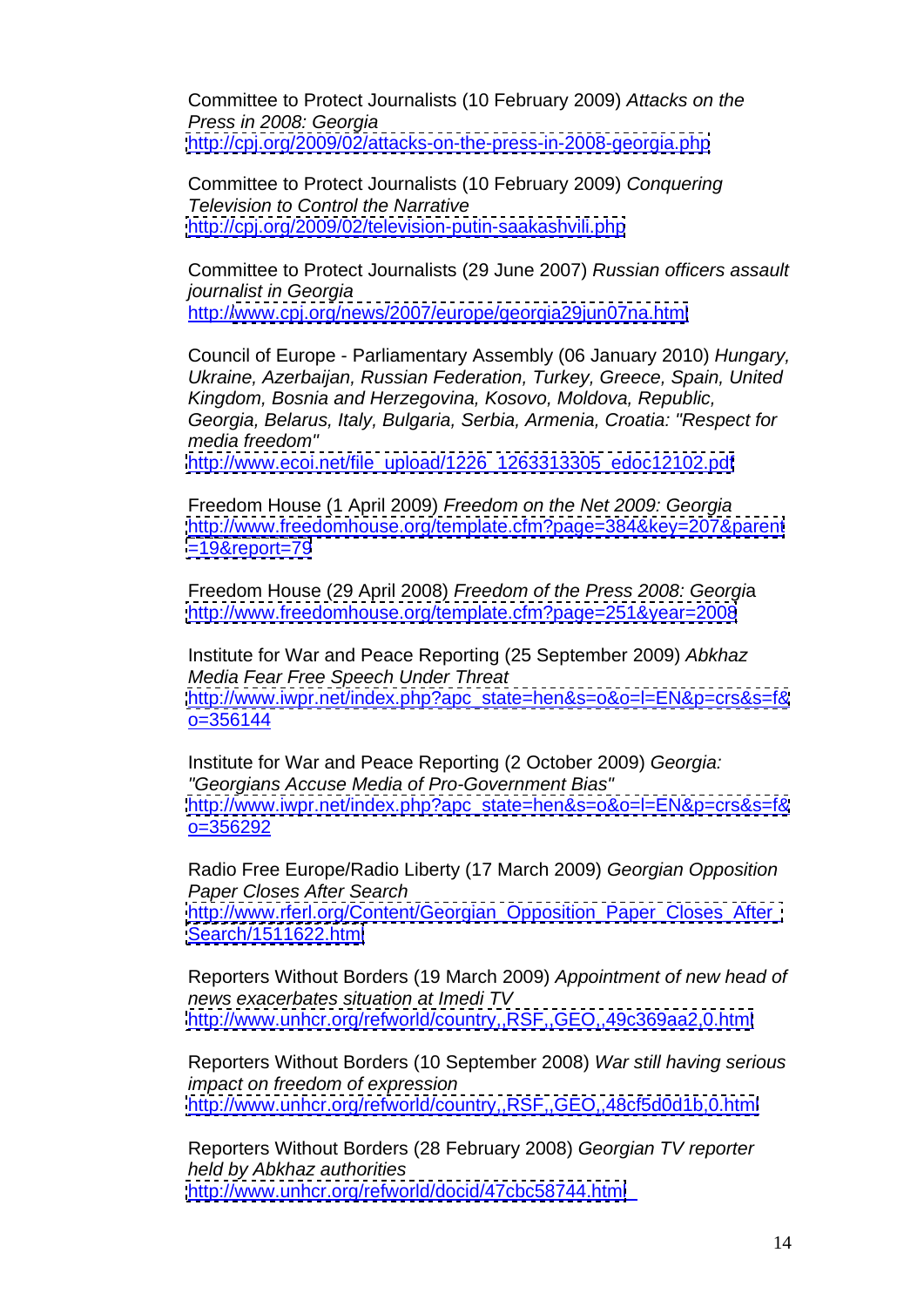Committee to Protect Journalists (10 February 2009) *Attacks on the Press in 2008: Georgia*
http://cpj.org/2009/02/attacks-on-the-press-in-2008-georgia.php

Committee to Protect Journalists (10 February 2009) *Conquering Television to Control the Narrative*
http://cpj.org/2009/02/television-putin-saakashvili.php

Committee to Protect Journalists (29 June 2007) *Russian officers assault journalist in Georgia*
http://www.cpj.org/news/2007/europe/georgia29jun07na.html

Council of Europe - Parliamentary Assembly (06 January 2010) *Hungary, Ukraine, Azerbaijan, Russian Federation, Turkey, Greece, Spain, United Kingdom, Bosnia and Herzegovina, Kosovo, Moldova, Republic, Georgia, Belarus, Italy, Bulgaria, Serbia, Armenia, Croatia: "Respect for media freedom"*
http://www.ecoi.net/file_upload/1226_1263313305_edoc12102.pdf

Freedom House (1 April 2009) *Freedom on the Net 2009: Georgia*
http://www.freedomhouse.org/template.cfm?page=384&key=207&parent=19&report=79

Freedom House (29 April 2008) *Freedom of the Press 2008: Georgi*a
http://www.freedomhouse.org/template.cfm?page=251&year=2008

Institute for War and Peace Reporting (25 September 2009) *Abkhaz Media Fear Free Speech Under Threat*
http://www.iwpr.net/index.php?apc_state=hen&s=o&o=l=EN&p=crs&s=f&o=356144

Institute for War and Peace Reporting (2 October 2009) *Georgia: "Georgians Accuse Media of Pro-Government Bias"*
http://www.iwpr.net/index.php?apc_state=hen&s=o&o=l=EN&p=crs&s=f&o=356292

Radio Free Europe/Radio Liberty (17 March 2009) *Georgian Opposition Paper Closes After Search*
http://www.rferl.org/Content/Georgian_Opposition_Paper_Closes_After_Search/1511622.html

Reporters Without Borders (19 March 2009) *Appointment of new head of news exacerbates situation at Imedi TV*
http://www.unhcr.org/refworld/country,,RSF,,GEO,,49c369aa2,0.html

Reporters Without Borders (10 September 2008) *War still having serious impact on freedom of expression*
http://www.unhcr.org/refworld/country,,RSF,,GEO,,48cf5d0d1b,0.html

Reporters Without Borders (28 February 2008) *Georgian TV reporter held by Abkhaz authorities*
http://www.unhcr.org/refworld/docid/47cbc58744.html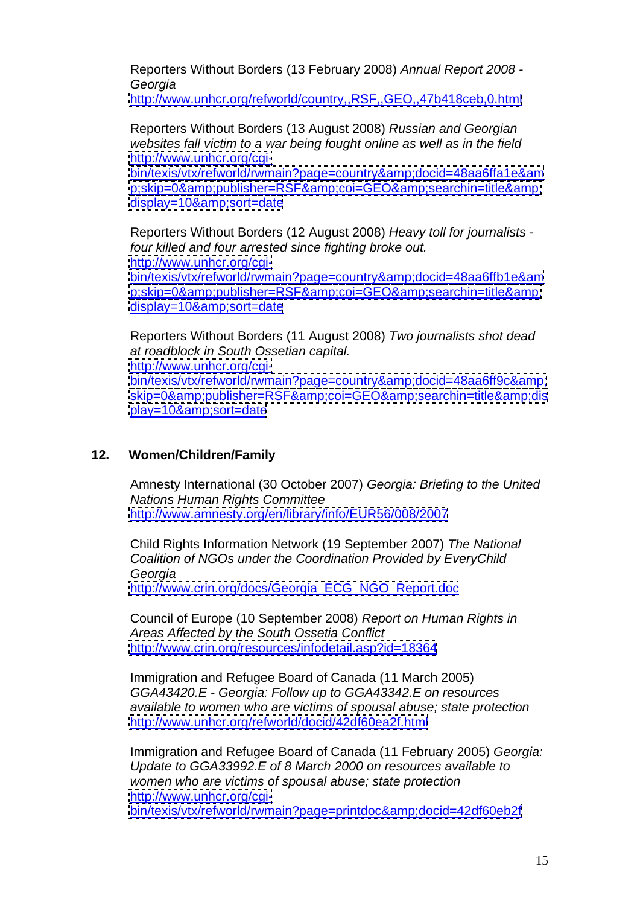Reporters Without Borders (13 February 2008) *Annual Report 2008 - Georgia*
http://www.unhcr.org/refworld/country,,RSF,,GEO,,47b418ceb,0.html

Reporters Without Borders (13 August 2008) *Russian and Georgian websites fall victim to a war being fought online as well as in the field*
http://www.unhcr.org/cgi-bin/texis/vtx/refworld/rwmain?page=country&amp;docid=48aa6ffa1e&amp;skip=0&amp;publisher=RSF&amp;coi=GEO&amp;searchin=title&amp;display=10&amp;sort=date

Reporters Without Borders (12 August 2008) *Heavy toll for journalists - four killed and four arrested since fighting broke out.*
http://www.unhcr.org/cgi-bin/texis/vtx/refworld/rwmain?page=country&amp;docid=48aa6ffb1e&amp;skip=0&amp;publisher=RSF&amp;coi=GEO&amp;searchin=title&amp;display=10&amp;sort=date

Reporters Without Borders (11 August 2008) *Two journalists shot dead at roadblock in South Ossetian capital.*
http://www.unhcr.org/cgi-bin/texis/vtx/refworld/rwmain?page=country&amp;docid=48aa6ff9c&amp;skip=0&amp;publisher=RSF&amp;coi=GEO&amp;searchin=title&amp;display=10&amp;sort=date

## 12. Women/Children/Family

Amnesty International (30 October 2007) *Georgia: Briefing to the United Nations Human Rights Committee*
http://www.amnesty.org/en/library/info/EUR56/008/2007

Child Rights Information Network (19 September 2007) *The National Coalition of NGOs under the Coordination Provided by EveryChild Georgia*
http://www.crin.org/docs/Georgia_ECG_NGO_Report.doc

Council of Europe (10 September 2008) *Report on Human Rights in Areas Affected by the South Ossetia Conflict*
http://www.crin.org/resources/infodetail.asp?id=18364

Immigration and Refugee Board of Canada (11 March 2005) *GGA43420.E - Georgia: Follow up to GGA43342.E on resources available to women who are victims of spousal abuse; state protection*
http://www.unhcr.org/refworld/docid/42df60ea2f.html

Immigration and Refugee Board of Canada (11 February 2005) *Georgia: Update to GGA33992.E of 8 March 2000 on resources available to women who are victims of spousal abuse; state protection*
http://www.unhcr.org/cgi-bin/texis/vtx/refworld/rwmain?page=printdoc&amp;docid=42df60eb2f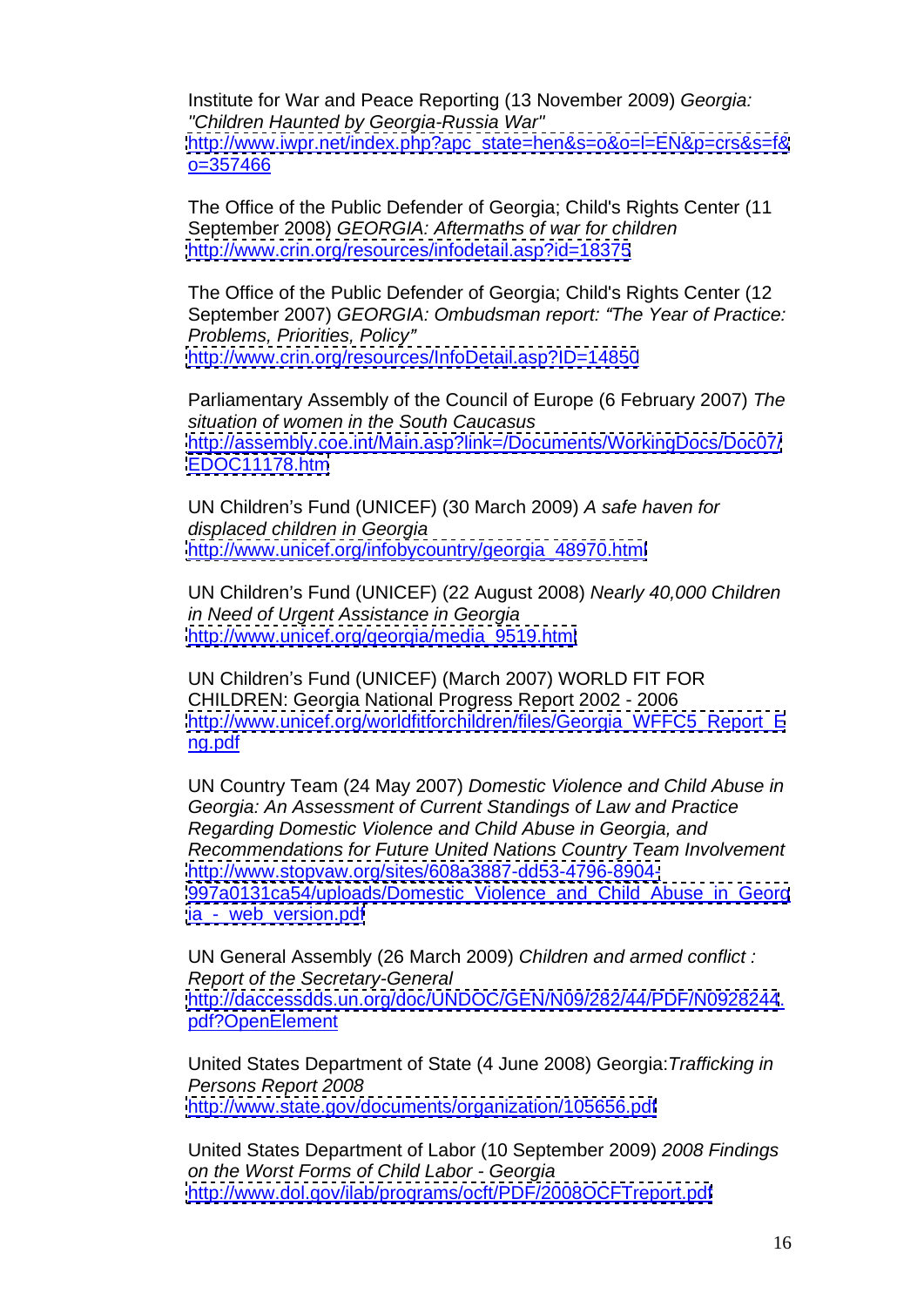Institute for War and Peace Reporting (13 November 2009) *Georgia: "Children Haunted by Georgia-Russia War"*
http://www.iwpr.net/index.php?apc_state=hen&s=o&o=l=EN&p=crs&s=f&o=357466

The Office of the Public Defender of Georgia; Child's Rights Center (11 September 2008) *GEORGIA: Aftermaths of war for children*
http://www.crin.org/resources/infodetail.asp?id=18375

The Office of the Public Defender of Georgia; Child's Rights Center (12 September 2007) *GEORGIA: Ombudsman report: "The Year of Practice: Problems, Priorities, Policy"*
http://www.crin.org/resources/InfoDetail.asp?ID=14850

Parliamentary Assembly of the Council of Europe (6 February 2007) *The situation of women in the South Caucasus*
http://assembly.coe.int/Main.asp?link=/Documents/WorkingDocs/Doc07/EDOC11178.htm

UN Children's Fund (UNICEF) (30 March 2009) *A safe haven for displaced children in Georgia*
http://www.unicef.org/infobycountry/georgia_48970.html

UN Children's Fund (UNICEF) (22 August 2008) *Nearly 40,000 Children in Need of Urgent Assistance in Georgia*
http://www.unicef.org/georgia/media_9519.html

UN Children's Fund (UNICEF) (March 2007) WORLD FIT FOR CHILDREN: Georgia National Progress Report 2002 - 2006
http://www.unicef.org/worldfitforchildren/files/Georgia_WFFC5_Report_Eng.pdf

UN Country Team (24 May 2007) *Domestic Violence and Child Abuse in Georgia: An Assessment of Current Standings of Law and Practice Regarding Domestic Violence and Child Abuse in Georgia, and Recommendations for Future United Nations Country Team Involvement*
http://www.stopvaw.org/sites/608a3887-dd53-4796-8904-997a0131ca54/uploads/Domestic_Violence_and_Child_Abuse_in_Georgia_-_web_version.pdf

UN General Assembly (26 March 2009) *Children and armed conflict : Report of the Secretary-General*
http://daccessdds.un.org/doc/UNDOC/GEN/N09/282/44/PDF/N0928244.pdf?OpenElement

United States Department of State (4 June 2008) Georgia:*Trafficking in Persons Report 2008*
http://www.state.gov/documents/organization/105656.pdf

United States Department of Labor (10 September 2009) *2008 Findings on the Worst Forms of Child Labor - Georgia*
http://www.dol.gov/ilab/programs/ocft/PDF/2008OCFTreport.pdf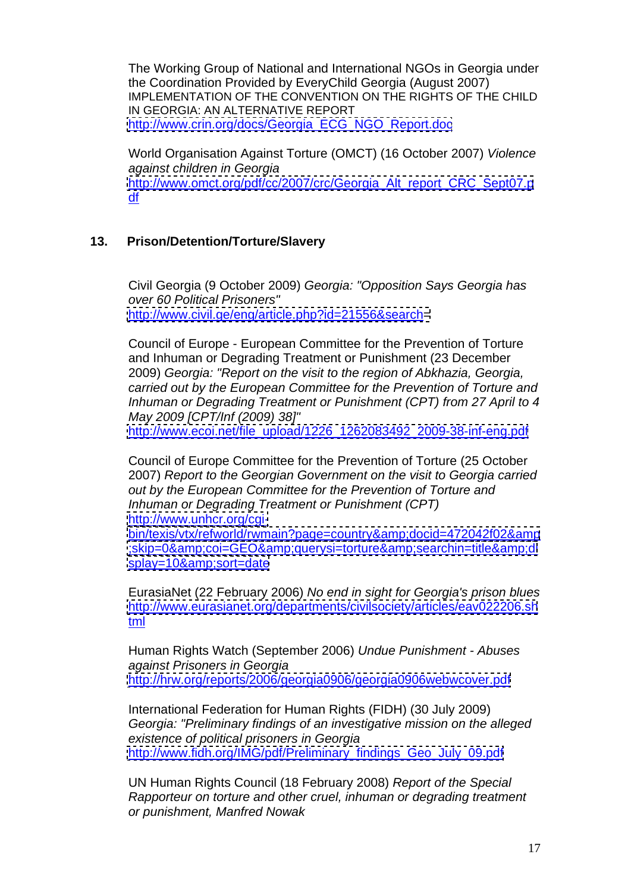The Working Group of National and International NGOs in Georgia under the Coordination Provided by EveryChild Georgia (August 2007) IMPLEMENTATION OF THE CONVENTION ON THE RIGHTS OF THE CHILD IN GEORGIA: AN ALTERNATIVE REPORT
http://www.crin.org/docs/Georgia_ECG_NGO_Report.doc

World Organisation Against Torture (OMCT) (16 October 2007) *Violence against children in Georgia*
http://www.omct.org/pdf/cc/2007/crc/Georgia_Alt_report_CRC_Sept07.pdf

## 13. Prison/Detention/Torture/Slavery

Civil Georgia (9 October 2009) *Georgia: "Opposition Says Georgia has over 60 Political Prisoners"*
http://www.civil.ge/eng/article.php?id=21556&search=

Council of Europe - European Committee for the Prevention of Torture and Inhuman or Degrading Treatment or Punishment (23 December 2009) *Georgia: "Report on the visit to the region of Abkhazia, Georgia, carried out by the European Committee for the Prevention of Torture and Inhuman or Degrading Treatment or Punishment (CPT) from 27 April to 4 May 2009 [CPT/Inf (2009) 38]"*
http://www.ecoi.net/file_upload/1226_1262083492_2009-38-inf-eng.pdf

Council of Europe Committee for the Prevention of Torture (25 October 2007) *Report to the Georgian Government on the visit to Georgia carried out by the European Committee for the Prevention of Torture and Inhuman or Degrading Treatment or Punishment (CPT)*
http://www.unhcr.org/cgi-bin/texis/vtx/refworld/rwmain?page=country&amp;docid=472042f02&amp;skip=0&amp;coi=GEO&amp;querysi=torture&amp;searchin=title&amp;display=10&amp;sort=date

EurasiaNet (22 February 2006) *No end in sight for Georgia's prison blues*
http://www.eurasianet.org/departments/civilsociety/articles/eav022206.shtml

Human Rights Watch (September 2006) *Undue Punishment - Abuses against Prisoners in Georgia*
http://hrw.org/reports/2006/georgia0906/georgia0906webwcover.pdf

International Federation for Human Rights (FIDH) (30 July 2009) *Georgia: "Preliminary findings of an investigative mission on the alleged existence of political prisoners in Georgia*
http://www.fidh.org/IMG/pdf/Preliminary_findings_Geo_July_09.pdf

UN Human Rights Council (18 February 2008) *Report of the Special Rapporteur on torture and other cruel, inhuman or degrading treatment or punishment, Manfred Nowak*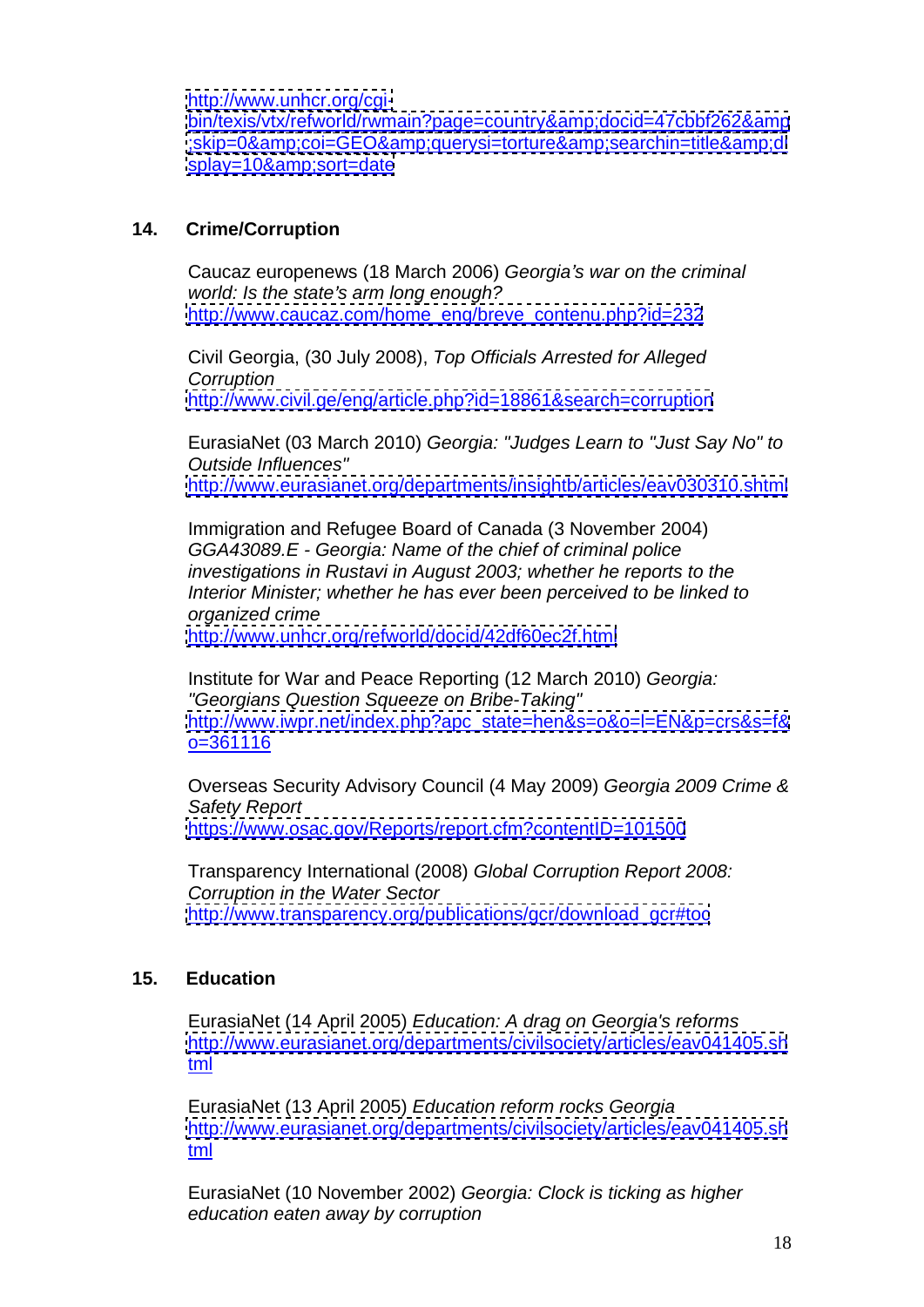http://www.unhcr.org/cgi-bin/texis/vtx/refworld/rwmain?page=country&amp;docid=47cbbf262&amp;skip=0&amp;coi=GEO&amp;querysi=torture&amp;searchin=title&amp;display=10&amp;sort=date

## 14. Crime/Corruption

Caucaz europenews (18 March 2006) *Georgia's war on the criminal world: Is the state's arm long enough?*
http://www.caucaz.com/home_eng/breve_contenu.php?id=232

Civil Georgia, (30 July 2008), *Top Officials Arrested for Alleged Corruption*
http://www.civil.ge/eng/article.php?id=18861&search=corruption

EurasiaNet (03 March 2010) *Georgia: "Judges Learn to "Just Say No" to Outside Influences"*
http://www.eurasianet.org/departments/insightb/articles/eav030310.shtml

Immigration and Refugee Board of Canada (3 November 2004) *GGA43089.E - Georgia: Name of the chief of criminal police investigations in Rustavi in August 2003; whether he reports to the Interior Minister; whether he has ever been perceived to be linked to organized crime*
http://www.unhcr.org/refworld/docid/42df60ec2f.html

Institute for War and Peace Reporting (12 March 2010) *Georgia: "Georgians Question Squeeze on Bribe-Taking"*
http://www.iwpr.net/index.php?apc_state=hen&s=o&o=l=EN&p=crs&s=f&o=361116

Overseas Security Advisory Council (4 May 2009) *Georgia 2009 Crime & Safety Report*
https://www.osac.gov/Reports/report.cfm?contentID=101500

Transparency International (2008) *Global Corruption Report 2008: Corruption in the Water Sector*
http://www.transparency.org/publications/gcr/download_gcr#toc

## 15. Education

EurasiaNet (14 April 2005) *Education: A drag on Georgia's reforms*
http://www.eurasianet.org/departments/civilsociety/articles/eav041405.shtml

EurasiaNet (13 April 2005) *Education reform rocks Georgia*
http://www.eurasianet.org/departments/civilsociety/articles/eav041405.shtml

EurasiaNet (10 November 2002) *Georgia: Clock is ticking as higher education eaten away by corruption*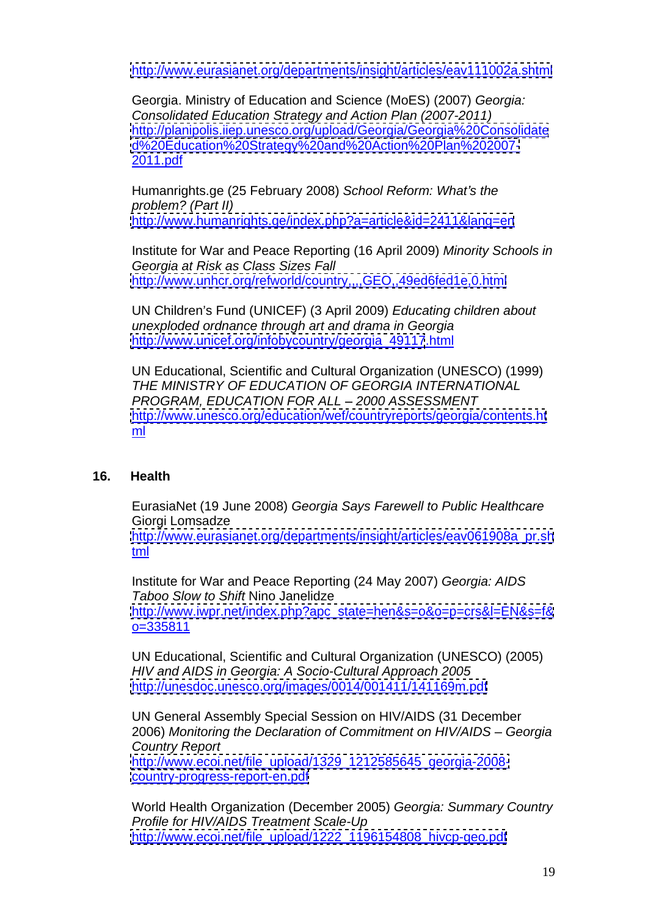http://www.eurasianet.org/departments/insight/articles/eav111002a.shtml

Georgia. Ministry of Education and Science (MoES) (2007) *Georgia: Consolidated Education Strategy and Action Plan (2007-2011)*
http://planipolis.iiep.unesco.org/upload/Georgia/Georgia%20Consolidated%20Education%20Strategy%20and%20Action%20Plan%202007-2011.pdf

Humanrights.ge (25 February 2008) *School Reform: What's the problem? (Part II)*
http://www.humanrights.ge/index.php?a=article&id=2411&lang=en

Institute for War and Peace Reporting (16 April 2009) *Minority Schools in Georgia at Risk as Class Sizes Fall*
http://www.unhcr.org/refworld/country,,,,GEO,,49ed6fed1e,0.html

UN Children's Fund (UNICEF) (3 April 2009) *Educating children about unexploded ordnance through art and drama in Georgia*
http://www.unicef.org/infobycountry/georgia_49117.html

UN Educational, Scientific and Cultural Organization (UNESCO) (1999) *THE MINISTRY OF EDUCATION OF GEORGIA INTERNATIONAL PROGRAM, EDUCATION FOR ALL – 2000 ASSESSMENT*
http://www.unesco.org/education/wef/countryreports/georgia/contents.html

## 16. Health

EurasiaNet (19 June 2008) *Georgia Says Farewell to Public Healthcare* Giorgi Lomsadze
http://www.eurasianet.org/departments/insight/articles/eav061908a_pr.shtml

Institute for War and Peace Reporting (24 May 2007) *Georgia: AIDS Taboo Slow to Shift* Nino Janelidze
http://www.iwpr.net/index.php?apc_state=hen&s=o&o=p=crs&l=EN&s=f&o=335811

UN Educational, Scientific and Cultural Organization (UNESCO) (2005) *HIV and AIDS in Georgia: A Socio-Cultural Approach 2005*
http://unesdoc.unesco.org/images/0014/001411/141169m.pdf

UN General Assembly Special Session on HIV/AIDS (31 December 2006) *Monitoring the Declaration of Commitment on HIV/AIDS – Georgia Country Report*
http://www.ecoi.net/file_upload/1329_1212585645_georgia-2008-country-progress-report-en.pdf

World Health Organization (December 2005) *Georgia: Summary Country Profile for HIV/AIDS Treatment Scale-Up*
http://www.ecoi.net/file_upload/1222_1196154808_hivcp-geo.pdf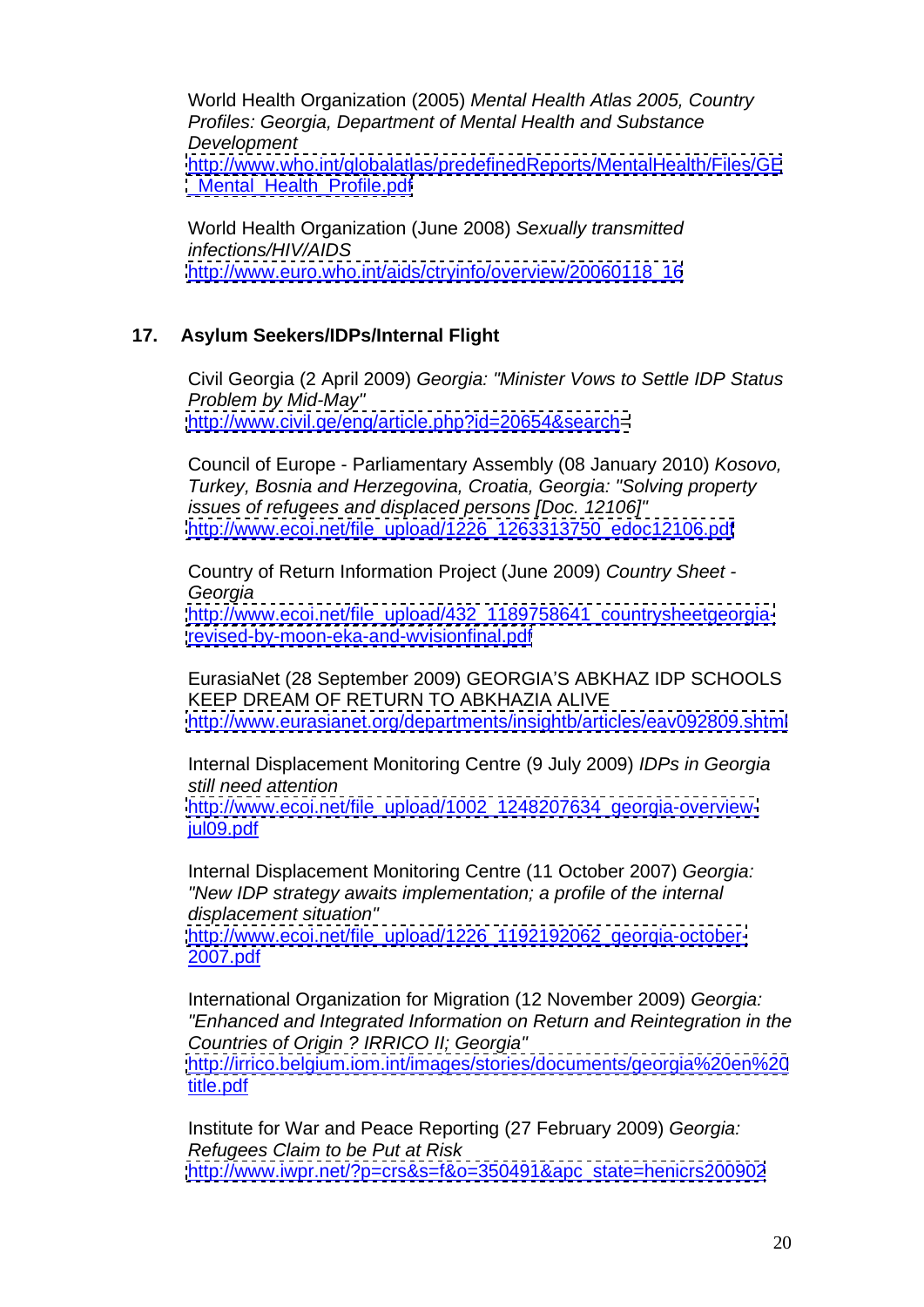World Health Organization (2005) *Mental Health Atlas 2005, Country Profiles: Georgia, Department of Mental Health and Substance Development*
http://www.who.int/globalatlas/predefinedReports/MentalHealth/Files/GE_Mental_Health_Profile.pdf

World Health Organization (June 2008) *Sexually transmitted infections/HIV/AIDS*
http://www.euro.who.int/aids/ctryinfo/overview/20060118_16

## 17. Asylum Seekers/IDPs/Internal Flight

Civil Georgia (2 April 2009) *Georgia: "Minister Vows to Settle IDP Status Problem by Mid-May"*
http://www.civil.ge/eng/article.php?id=20654&search=

Council of Europe - Parliamentary Assembly (08 January 2010) *Kosovo, Turkey, Bosnia and Herzegovina, Croatia, Georgia: "Solving property issues of refugees and displaced persons [Doc. 12106]"*
http://www.ecoi.net/file_upload/1226_1263313750_edoc12106.pdf

Country of Return Information Project (June 2009) *Country Sheet - Georgia*
http://www.ecoi.net/file_upload/432_1189758641_countrysheetgeorgia-revised-by-moon-eka-and-wvisionfinal.pdf

EurasiaNet (28 September 2009) GEORGIA'S ABKHAZ IDP SCHOOLS KEEP DREAM OF RETURN TO ABKHAZIA ALIVE
http://www.eurasianet.org/departments/insightb/articles/eav092809.shtml

Internal Displacement Monitoring Centre (9 July 2009) *IDPs in Georgia still need attention*
http://www.ecoi.net/file_upload/1002_1248207634_georgia-overview-jul09.pdf

Internal Displacement Monitoring Centre (11 October 2007) *Georgia: "New IDP strategy awaits implementation; a profile of the internal displacement situation"*
http://www.ecoi.net/file_upload/1226_1192192062_georgia-october-2007.pdf

International Organization for Migration (12 November 2009) *Georgia: "Enhanced and Integrated Information on Return and Reintegration in the Countries of Origin ? IRRICO II; Georgia"*
http://irrico.belgium.iom.int/images/stories/documents/georgia%20en%20title.pdf

Institute for War and Peace Reporting (27 February 2009) *Georgia: Refugees Claim to be Put at Risk*
http://www.iwpr.net/?p=crs&s=f&o=350491&apc_state=henicrs200902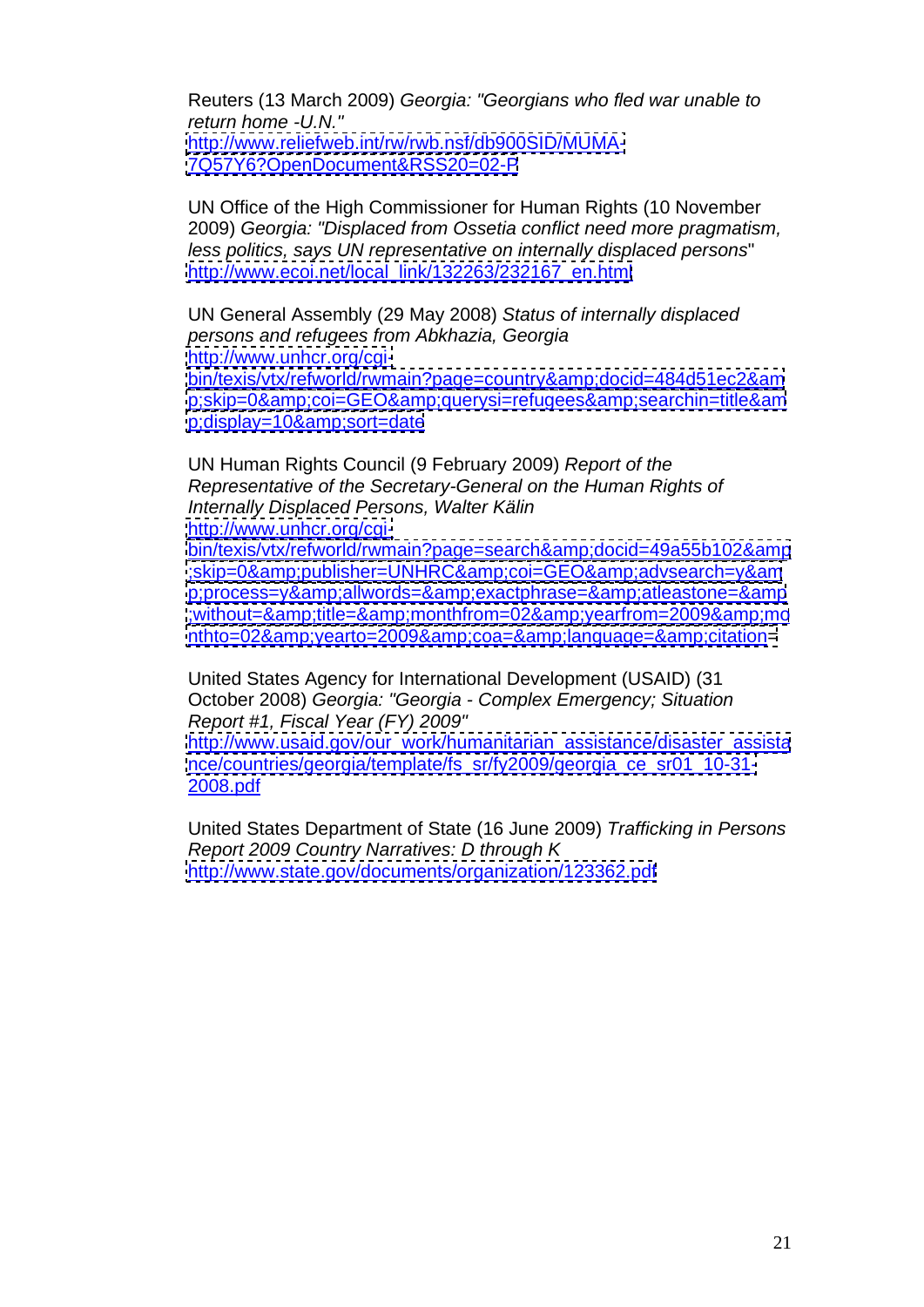Reuters (13 March 2009) *Georgia: "Georgians who fled war unable to return home -U.N."*
http://www.reliefweb.int/rw/rwb.nsf/db900SID/MUMA-7Q57Y6?OpenDocument&RSS20=02-P

UN Office of the High Commissioner for Human Rights (10 November 2009) *Georgia: "Displaced from Ossetia conflict need more pragmatism, less politics, says UN representative on internally displaced persons"*
http://www.ecoi.net/local_link/132263/232167_en.html

UN General Assembly (29 May 2008) *Status of internally displaced persons and refugees from Abkhazia, Georgia*
http://www.unhcr.org/cgi-bin/texis/vtx/refworld/rwmain?page=country&amp;docid=484d51ec2&amp;skip=0&amp;coi=GEO&amp;querysi=refugees&amp;searchin=title&amp;display=10&amp;sort=date

UN Human Rights Council (9 February 2009) *Report of the Representative of the Secretary-General on the Human Rights of Internally Displaced Persons, Walter Kälin*
http://www.unhcr.org/cgi-bin/texis/vtx/refworld/rwmain?page=search&amp;docid=49a55b102&amp;skip=0&amp;publisher=UNHRC&amp;coi=GEO&amp;advsearch=y&amp;process=y&amp;allwords=&amp;exactphrase=&amp;atleastone=&amp;without=&amp;title=&amp;monthfrom=02&amp;yearfrom=2009&amp;monthto=02&amp;yearto=2009&amp;coa=&amp;language=&amp;citation=

United States Agency for International Development (USAID) (31 October 2008) *Georgia: "Georgia - Complex Emergency; Situation Report #1, Fiscal Year (FY) 2009"*
http://www.usaid.gov/our_work/humanitarian_assistance/disaster_assistance/countries/georgia/template/fs_sr/fy2009/georgia_ce_sr01_10-31-2008.pdf

United States Department of State (16 June 2009) *Trafficking in Persons Report 2009 Country Narratives: D through K*
http://www.state.gov/documents/organization/123362.pdf